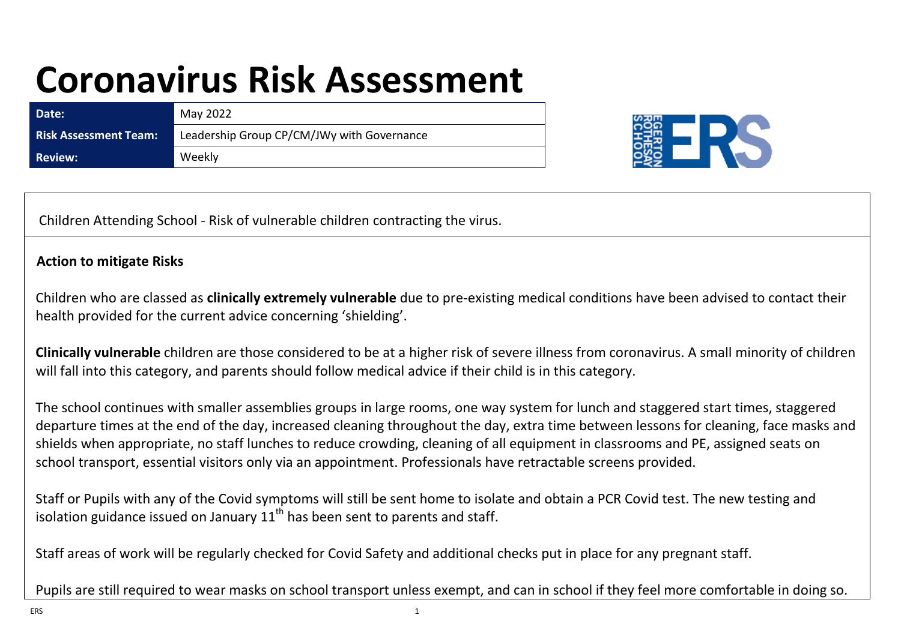# Coronavirus Risk Assessment

| Date: | May 2022 |
| --- | --- |
| Risk Assessment Team: | Leadership Group CP/CM/JWy with Governance |
| Review: | Weekly |

Children Attending School - Risk of vulnerable children contracting the virus.

**Action to mitigate Risks**

Children who are classed as **clinically extremely vulnerable** due to pre-existing medical conditions have been advised to contact their health provided for the current advice concerning 'shielding'.

**Clinically vulnerable** children are those considered to be at a higher risk of severe illness from coronavirus. A small minority of children will fall into this category, and parents should follow medical advice if their child is in this category.

The school continues with smaller assemblies groups in large rooms, one way system for lunch and staggered start times, staggered departure times at the end of the day, increased cleaning throughout the day, extra time between lessons for cleaning, face masks and shields when appropriate, no staff lunches to reduce crowding, cleaning of all equipment in classrooms and PE, assigned seats on school transport, essential visitors only via an appointment. Professionals have retractable screens provided.

Staff or Pupils with any of the Covid symptoms will still be sent home to isolate and obtain a PCR Covid test. The new testing and isolation guidance issued on January 11th has been sent to parents and staff.

Staff areas of work will be regularly checked for Covid Safety and additional checks put in place for any pregnant staff.

Pupils are still required to wear masks on school transport unless exempt, and can in school if they feel more comfortable in doing so.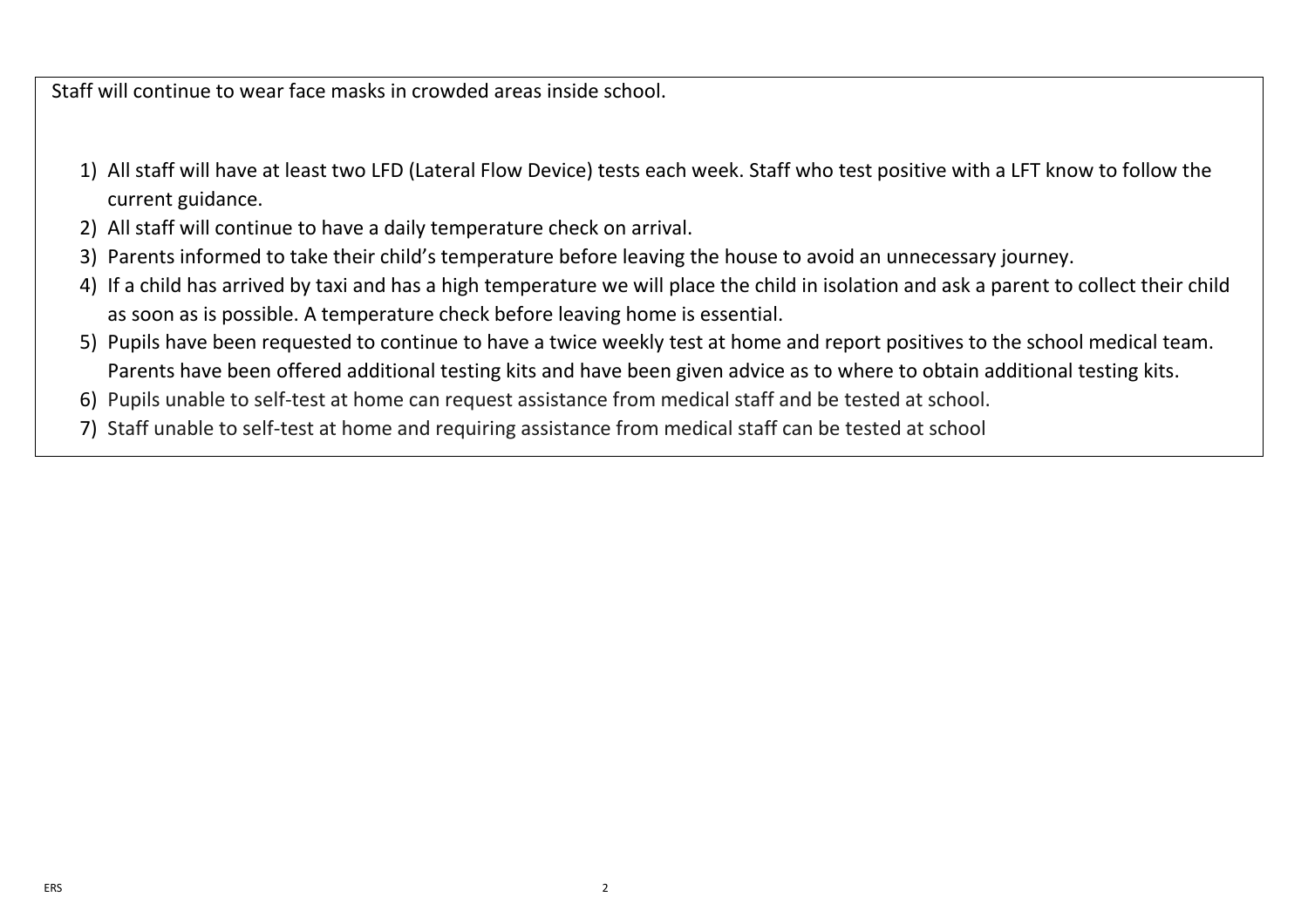Staff will continue to wear face masks in crowded areas inside school.

1) All staff will have at least two LFD (Lateral Flow Device) tests each week. Staff who test positive with a LFT know to follow the current guidance.
2) All staff will continue to have a daily temperature check on arrival.
3) Parents informed to take their child's temperature before leaving the house to avoid an unnecessary journey.
4) If a child has arrived by taxi and has a high temperature we will place the child in isolation and ask a parent to collect their child as soon as is possible. A temperature check before leaving home is essential.
5) Pupils have been requested to continue to have a twice weekly test at home and report positives to the school medical team. Parents have been offered additional testing kits and have been given advice as to where to obtain additional testing kits.
6) Pupils unable to self-test at home can request assistance from medical staff and be tested at school.
7) Staff unable to self-test at home and requiring assistance from medical staff can be tested at school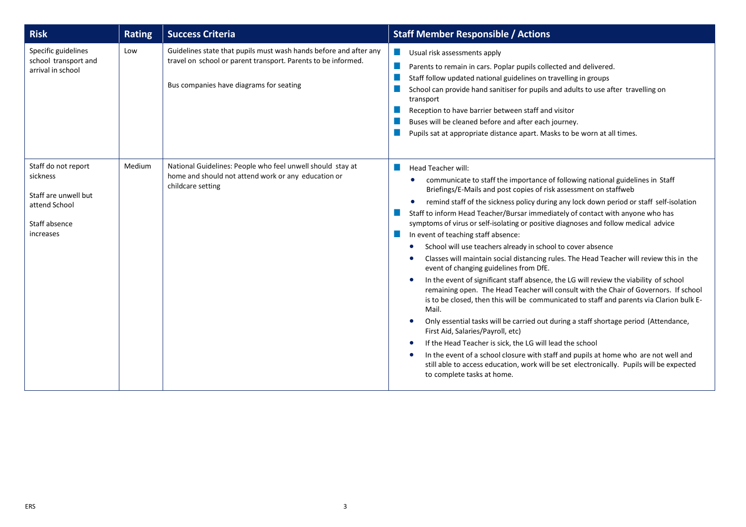| Risk | Rating | Success Criteria | Staff Member Responsible / Actions |
|---|---|---|---|
| Specific guidelines school transport and arrival in school | Low | Guidelines state that pupils must wash hands before and after any travel on school or parent transport. Parents to be informed.<br><br>Bus companies have diagrams for seating | - Usual risk assessments apply<br>- Parents to remain in cars. Poplar pupils collected and delivered.<br>- Staff follow updated national guidelines on travelling in groups<br>- School can provide hand sanitiser for pupils and adults to use after travelling on transport<br>- Reception to have barrier between staff and visitor<br>- Buses will be cleaned before and after each journey.<br>- Pupils sat at appropriate distance apart. Masks to be worn at all times. |
| Staff do not report sickness<br><br>Staff are unwell but attend School<br><br>Staff absence increases | Medium | National Guidelines: People who feel unwell should stay at home and should not attend work or any education or childcare setting | - Head Teacher will:<br>  • communicate to staff the importance of following national guidelines in Staff Briefings/E-Mails and post copies of risk assessment on staffweb<br>  • remind staff of the sickness policy during any lock down period or staff self-isolation<br>- Staff to inform Head Teacher/Bursar immediately of contact with anyone who has symptoms of virus or self-isolating or positive diagnoses and follow medical advice<br>- In event of teaching staff absence:<br>  • School will use teachers already in school to cover absence<br>  • Classes will maintain social distancing rules. The Head Teacher will review this in the event of changing guidelines from DfE.<br>  • In the event of significant staff absence, the LG will review the viability of school remaining open. The Head Teacher will consult with the Chair of Governors. If school is to be closed, then this will be communicated to staff and parents via Clarion bulk E-Mail.<br>  • Only essential tasks will be carried out during a staff shortage period (Attendance, First Aid, Salaries/Payroll, etc)<br>  • If the Head Teacher is sick, the LG will lead the school<br>  • In the event of a school closure with staff and pupils at home who are not well and still able to access education, work will be set electronically. Pupils will be expected to complete tasks at home. |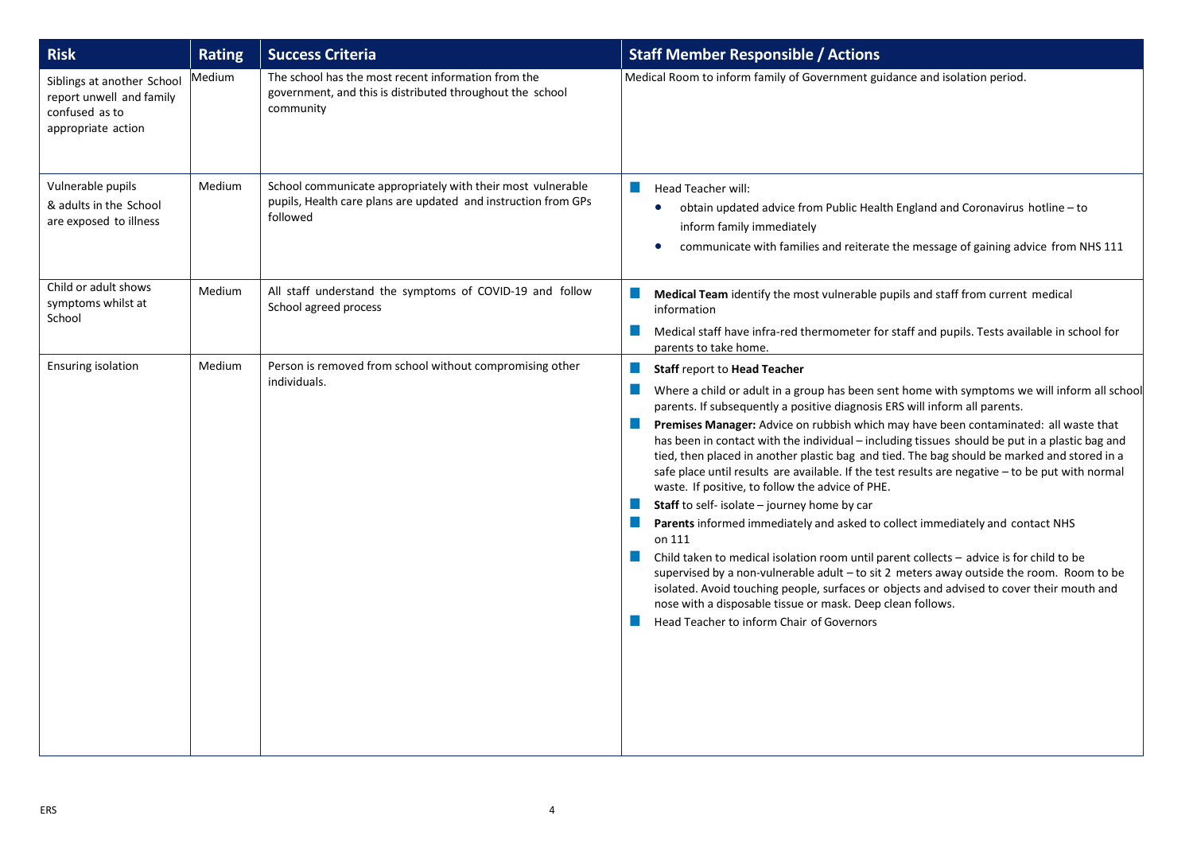| Risk | Rating | Success Criteria | Staff Member Responsible / Actions |
|---|---|---|---|
| Siblings at another School report unwell and family confused as to appropriate action | Medium | The school has the most recent information from the government, and this is distributed throughout the school community | Medical Room to inform family of Government guidance and isolation period. |
| Vulnerable pupils & adults in the School are exposed to illness | Medium | School communicate appropriately with their most vulnerable pupils, Health care plans are updated and instruction from GPs followed | ■ Head Teacher will:<br>• obtain updated advice from Public Health England and Coronavirus hotline – to inform family immediately<br>• communicate with families and reiterate the message of gaining advice from NHS 111 |
| Child or adult shows symptoms whilst at School | Medium | All staff understand the symptoms of COVID-19 and follow School agreed process | ■ **Medical Team** identify the most vulnerable pupils and staff from current medical information<br>■ Medical staff have infra-red thermometer for staff and pupils. Tests available in school for parents to take home. |
| Ensuring isolation | Medium | Person is removed from school without compromising other individuals. | ■ **Staff** report to **Head Teacher**<br>■ Where a child or adult in a group has been sent home with symptoms we will inform all school parents. If subsequently a positive diagnosis ERS will inform all parents.<br>■ **Premises Manager:** Advice on rubbish which may have been contaminated: all waste that has been in contact with the individual – including tissues should be put in a plastic bag and tied, then placed in another plastic bag and tied. The bag should be marked and stored in a safe place until results are available. If the test results are negative – to be put with normal waste. If positive, to follow the advice of PHE.<br>■ **Staff** to self- isolate – journey home by car<br>■ **Parents** informed immediately and asked to collect immediately and contact NHS on 111<br>■ Child taken to medical isolation room until parent collects – advice is for child to be supervised by a non-vulnerable adult – to sit 2 meters away outside the room. Room to be isolated. Avoid touching people, surfaces or objects and advised to cover their mouth and nose with a disposable tissue or mask. Deep clean follows.<br>■ Head Teacher to inform Chair of Governors |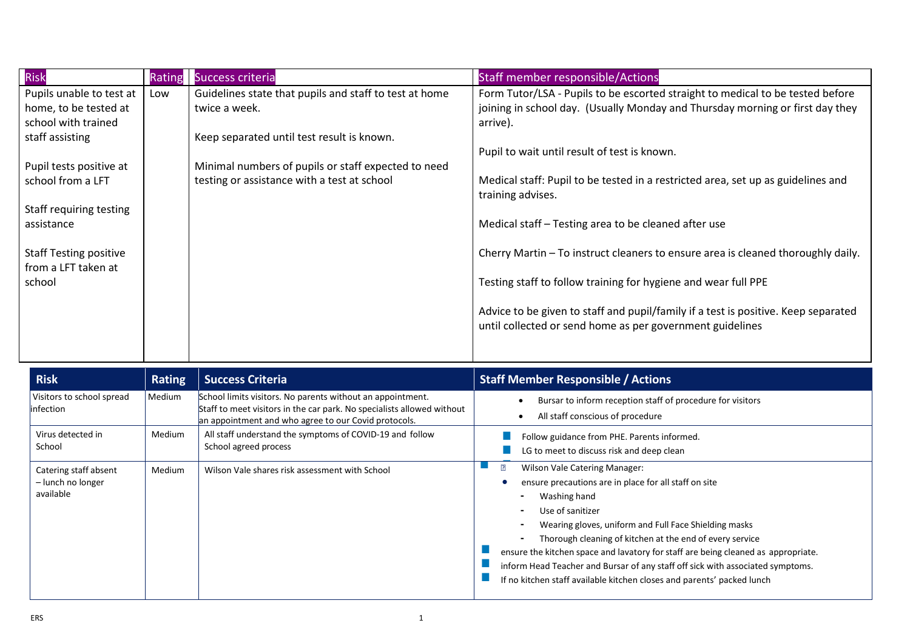| Risk | Rating | Success criteria | Staff member responsible/Actions |
|---|---|---|---|
| Pupils unable to test at home, to be tested at school with trained staff assisting<br><br>Pupil tests positive at school from a LFT<br><br>Staff requiring testing assistance<br><br>Staff Testing positive from a LFT taken at school | Low | Guidelines state that pupils and staff to test at home twice a week.<br><br>Keep separated until test result is known.<br><br>Minimal numbers of pupils or staff expected to need testing or assistance with a test at school | Form Tutor/LSA - Pupils to be escorted straight to medical to be tested before joining in school day. (Usually Monday and Thursday morning or first day they arrive).<br><br>Pupil to wait until result of test is known.<br><br>Medical staff: Pupil to be tested in a restricted area, set up as guidelines and training advises.<br><br>Medical staff – Testing area to be cleaned after use<br><br>Cherry Martin – To instruct cleaners to ensure area is cleaned thoroughly daily.<br><br>Testing staff to follow training for hygiene and wear full PPE<br><br>Advice to be given to staff and pupil/family if a test is positive. Keep separated until collected or send home as per government guidelines |

| Risk | Rating | Success Criteria | Staff Member Responsible / Actions |
|---|---|---|---|
| Visitors to school spread infection | Medium | School limits visitors. No parents without an appointment. Staff to meet visitors in the car park. No specialists allowed without an appointment and who agree to our Covid protocols. | • Bursar to inform reception staff of procedure for visitors<br>• All staff conscious of procedure |
| Virus detected in School | Medium | All staff understand the symptoms of COVID-19 and follow School agreed process | • Follow guidance from PHE. Parents informed.<br>• LG to meet to discuss risk and deep clean |
| Catering staff absent – lunch no longer available | Medium | Wilson Vale shares risk assessment with School | • Wilson Vale Catering Manager:<br>• ensure precautions are in place for all staff on site<br>- Washing hand<br>- Use of sanitizer<br>- Wearing gloves, uniform and Full Face Shielding masks<br>- Thorough cleaning of kitchen at the end of every service<br>• ensure the kitchen space and lavatory for staff are being cleaned as appropriate.<br>• inform Head Teacher and Bursar of any staff off sick with associated symptoms.<br>• If no kitchen staff available kitchen closes and parents' packed lunch |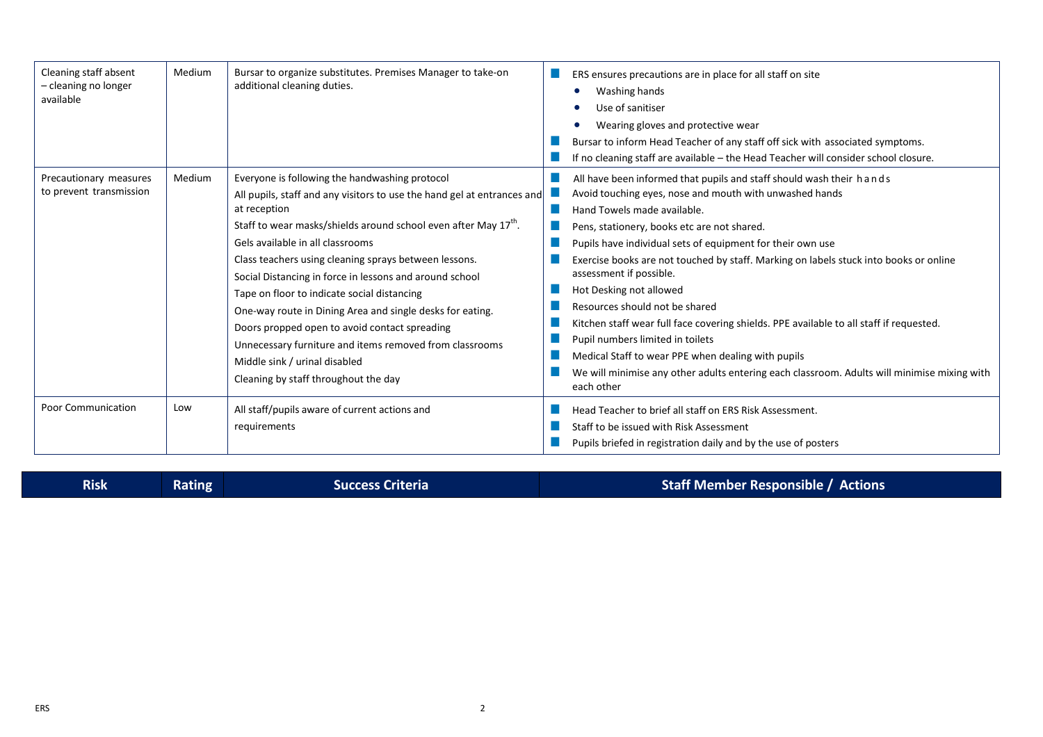| Risk | Rating | Success Criteria | Staff Member Responsible / Actions |
|---|---|---|---|
| Cleaning staff absent – cleaning no longer available | Medium | Bursar to organize substitutes. Premises Manager to take-on additional cleaning duties. | ERS ensures precautions are in place for all staff on site<br>• Washing hands<br>• Use of sanitiser<br>• Wearing gloves and protective wear<br>Bursar to inform Head Teacher of any staff off sick with associated symptoms.<br>If no cleaning staff are available – the Head Teacher will consider school closure. |
| Precautionary measures to prevent transmission | Medium | Everyone is following the handwashing protocol<br>All pupils, staff and any visitors to use the hand gel at entrances and at reception<br>Staff to wear masks/shields around school even after May 17th.<br>Gels available in all classrooms<br>Class teachers using cleaning sprays between lessons.<br>Social Distancing in force in lessons and around school<br>Tape on floor to indicate social distancing<br>One-way route in Dining Area and single desks for eating.<br>Doors propped open to avoid contact spreading<br>Unnecessary furniture and items removed from classrooms<br>Middle sink / urinal disabled<br>Cleaning by staff throughout the day | All have been informed that pupils and staff should wash their hands<br>Avoid touching eyes, nose and mouth with unwashed hands<br>Hand Towels made available.<br>Pens, stationery, books etc are not shared.<br>Pupils have individual sets of equipment for their own use<br>Exercise books are not touched by staff. Marking on labels stuck into books or online assessment if possible.<br>Hot Desking not allowed<br>Resources should not be shared<br>Kitchen staff wear full face covering shields. PPE available to all staff if requested.<br>Pupil numbers limited in toilets<br>Medical Staff to wear PPE when dealing with pupils<br>We will minimise any other adults entering each classroom. Adults will minimise mixing with each other |
| Poor Communication | Low | All staff/pupils aware of current actions and requirements | Head Teacher to brief all staff on ERS Risk Assessment.<br>Staff to be issued with Risk Assessment<br>Pupils briefed in registration daily and by the use of posters |

| Risk | Rating | Success Criteria | Staff Member Responsible / Actions |
|---|---|---|---|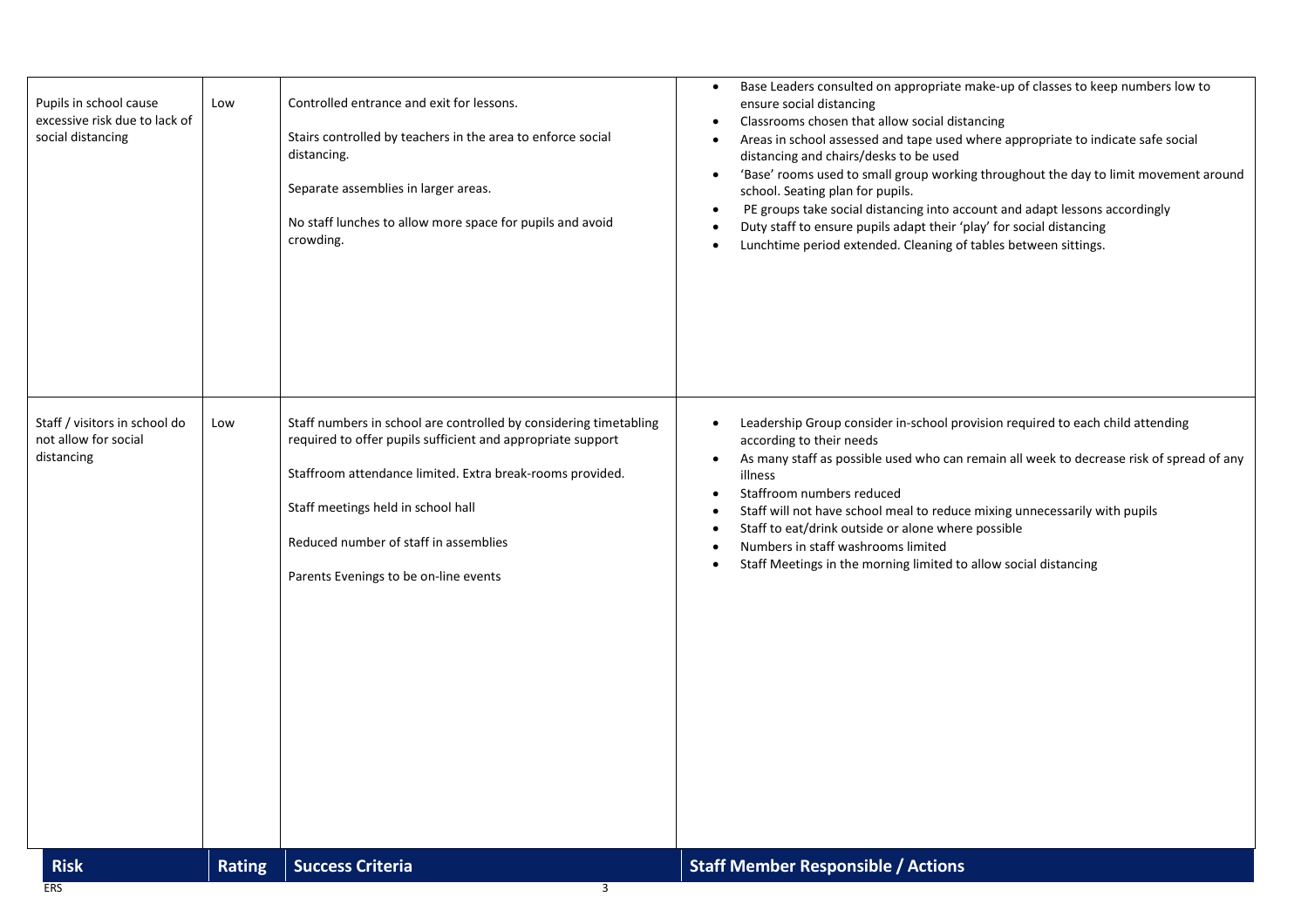| Risk | Rating | Success Criteria | Staff Member Responsible / Actions |
|---|---|---|---|
| Pupils in school cause excessive risk due to lack of social distancing | Low | Controlled entrance and exit for lessons.<br><br>Stairs controlled by teachers in the area to enforce social distancing.<br><br>Separate assemblies in larger areas.<br><br>No staff lunches to allow more space for pupils and avoid crowding. | • Base Leaders consulted on appropriate make-up of classes to keep numbers low to ensure social distancing<br>• Classrooms chosen that allow social distancing<br>• Areas in school assessed and tape used where appropriate to indicate safe social distancing and chairs/desks to be used<br>• 'Base' rooms used to small group working throughout the day to limit movement around school. Seating plan for pupils.<br>• PE groups take social distancing into account and adapt lessons accordingly<br>• Duty staff to ensure pupils adapt their 'play' for social distancing<br>• Lunchtime period extended. Cleaning of tables between sittings. |
| Staff / visitors in school do not allow for social distancing | Low | Staff numbers in school are controlled by considering timetabling required to offer pupils sufficient and appropriate support<br><br>Staffroom attendance limited. Extra break-rooms provided.<br><br>Staff meetings held in school hall<br><br>Reduced number of staff in assemblies<br><br>Parents Evenings to be on-line events | • Leadership Group consider in-school provision required to each child attending according to their needs<br>• As many staff as possible used who can remain all week to decrease risk of spread of any illness<br>• Staffroom numbers reduced<br>• Staff will not have school meal to reduce mixing unnecessarily with pupils<br>• Staff to eat/drink outside or alone where possible<br>• Numbers in staff washrooms limited<br>• Staff Meetings in the morning limited to allow social distancing |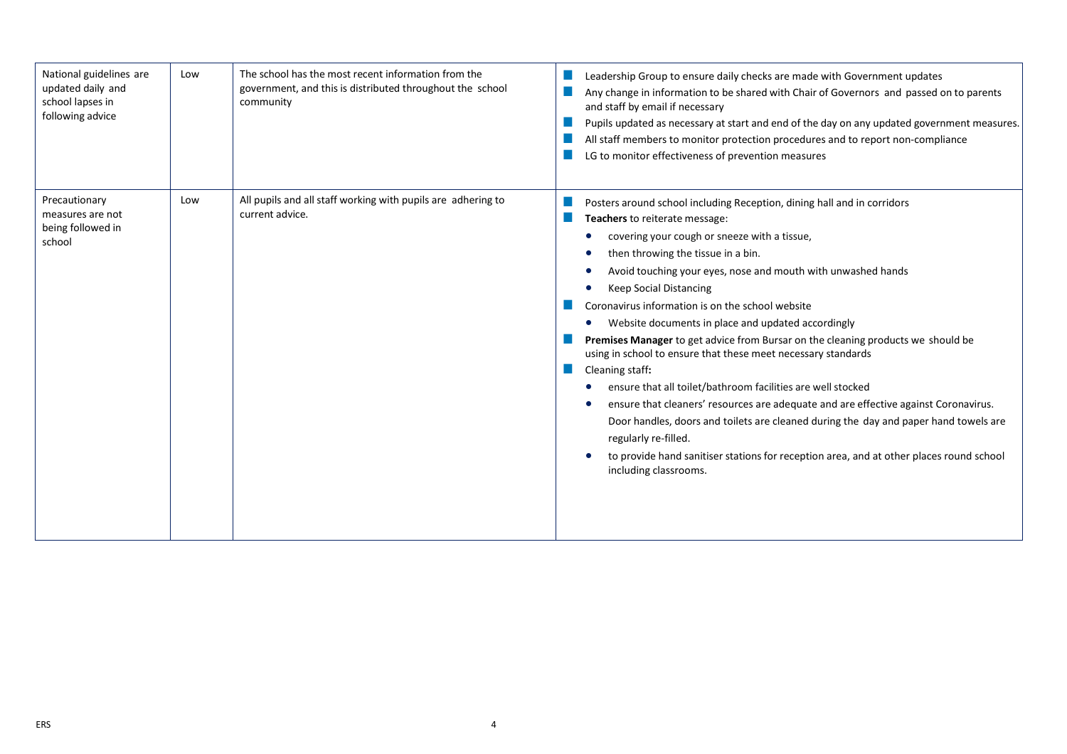| | | | |
|---|---|---|---|
| National guidelines are updated daily and school lapses in following advice | Low | The school has the most recent information from the government, and this is distributed throughout the school community | - Leadership Group to ensure daily checks are made with Government updates<br>- Any change in information to be shared with Chair of Governors and passed on to parents and staff by email if necessary<br>- Pupils updated as necessary at start and end of the day on any updated government measures.<br>- All staff members to monitor protection procedures and to report non-compliance<br>- LG to monitor effectiveness of prevention measures |
| Precautionary measures are not being followed in school | Low | All pupils and all staff working with pupils are adhering to current advice. | - Posters around school including Reception, dining hall and in corridors<br>- **Teachers** to reiterate message:<br>  - covering your cough or sneeze with a tissue,<br>  - then throwing the tissue in a bin.<br>  - Avoid touching your eyes, nose and mouth with unwashed hands<br>  - Keep Social Distancing<br>- Coronavirus information is on the school website<br>  - Website documents in place and updated accordingly<br>- **Premises Manager** to get advice from Bursar on the cleaning products we should be using in school to ensure that these meet necessary standards<br>- Cleaning staff**:**<br>  - ensure that all toilet/bathroom facilities are well stocked<br>  - ensure that cleaners' resources are adequate and are effective against Coronavirus. Door handles, doors and toilets are cleaned during the day and paper hand towels are regularly re-filled.<br>  - to provide hand sanitiser stations for reception area, and at other places round school including classrooms. |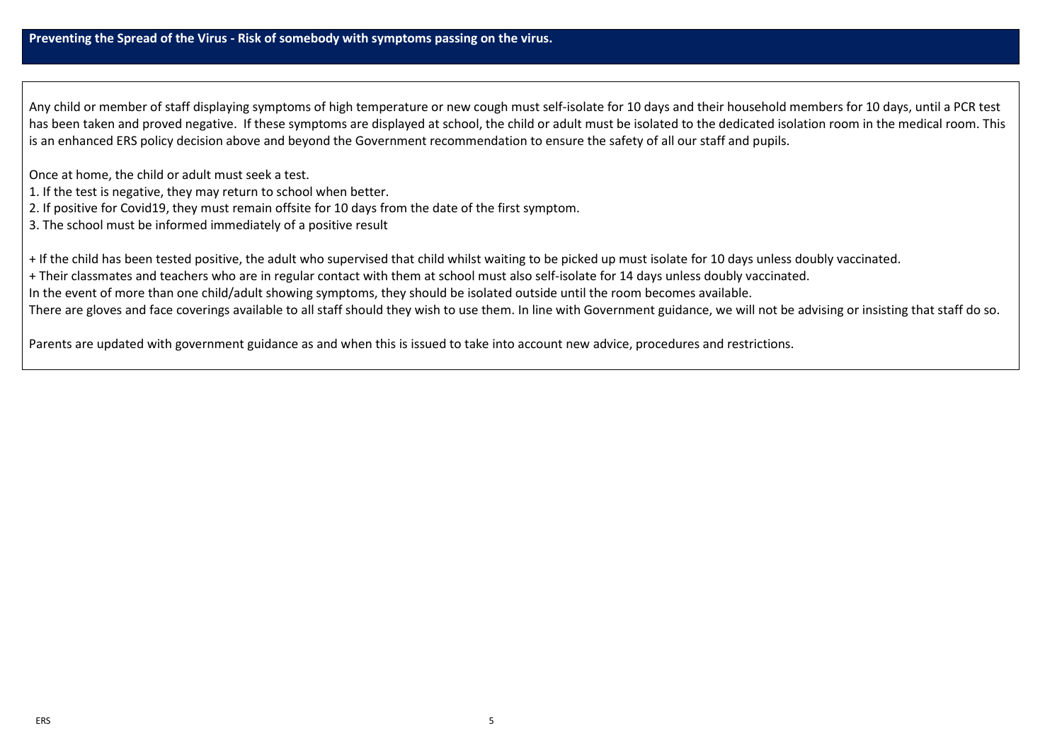**Preventing the Spread of the Virus - Risk of somebody with symptoms passing on the virus.**

Any child or member of staff displaying symptoms of high temperature or new cough must self-isolate for 10 days and their household members for 10 days, until a PCR test has been taken and proved negative. If these symptoms are displayed at school, the child or adult must be isolated to the dedicated isolation room in the medical room. This is an enhanced ERS policy decision above and beyond the Government recommendation to ensure the safety of all our staff and pupils.

Once at home, the child or adult must seek a test.

1. If the test is negative, they may return to school when better.
2. If positive for Covid19, they must remain offsite for 10 days from the date of the first symptom.
3. The school must be informed immediately of a positive result

+ If the child has been tested positive, the adult who supervised that child whilst waiting to be picked up must isolate for 10 days unless doubly vaccinated.
+ Their classmates and teachers who are in regular contact with them at school must also self-isolate for 14 days unless doubly vaccinated.
In the event of more than one child/adult showing symptoms, they should be isolated outside until the room becomes available.
There are gloves and face coverings available to all staff should they wish to use them. In line with Government guidance, we will not be advising or insisting that staff do so.

Parents are updated with government guidance as and when this is issued to take into account new advice, procedures and restrictions.